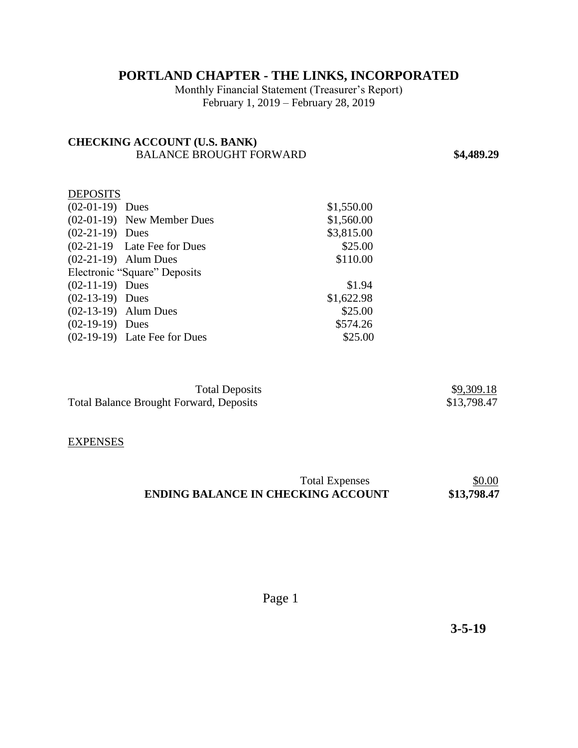# PORTLAND CHAPTER - THE LINKS, INCORPORATED

Monthly Financial Statement (Treasurer's Report)
February 1, 2019 – February 28, 2019

**CHECKING ACCOUNT (U.S. BANK)**

| | | |
|---|---|---|
| BALANCE BROUGHT FORWARD | | **$4,489.29** |

<u>DEPOSITS</u>

| | | |
|---|---|---|
| (02-01-19) Dues | $1,550.00 | |
| (02-01-19) New Member Dues | $1,560.00 | |
| (02-21-19) Dues | $3,815.00 | |
| (02-21-19 Late Fee for Dues | $25.00 | |
| (02-21-19) Alum Dues | $110.00 | |
| Electronic "Square" Deposits | | |
| (02-11-19) Dues | $1.94 | |
| (02-13-19) Dues | $1,622.98 | |
| (02-13-19) Alum Dues | $25.00 | |
| (02-19-19) Dues | $574.26 | |
| (02-19-19) Late Fee for Dues | $25.00 | |

| | |
|---|---|
| Total Deposits | $9,309.18 |
| Total Balance Brought Forward, Deposits | $13,798.47 |

<u>EXPENSES</u>

| | |
|---|---|
| Total Expenses | $0.00 |
| **ENDING BALANCE IN CHECKING ACCOUNT** | **$13,798.47** |

**3-5-19**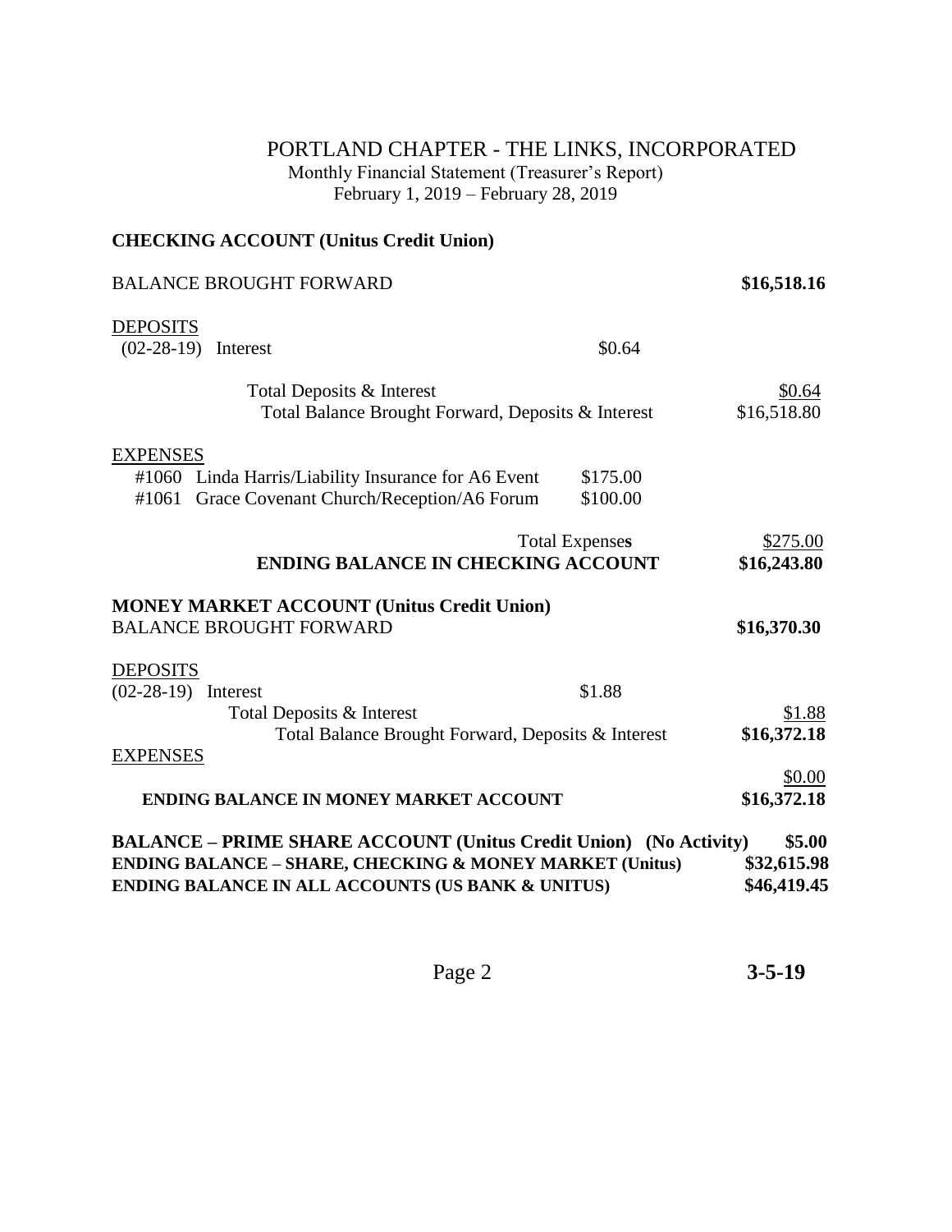# PORTLAND CHAPTER - THE LINKS, INCORPORATED

Monthly Financial Statement (Treasurer's Report)
February 1, 2019 – February 28, 2019

**CHECKING ACCOUNT (Unitus Credit Union)**

| | | |
|---|---|---|
| BALANCE BROUGHT FORWARD | | **$16,518.16** |
| DEPOSITS | | |
| (02-28-19) Interest | $0.64 | |
| Total Deposits & Interest | | $0.64 |
| Total Balance Brought Forward, Deposits & Interest | | $16,518.80 |
| EXPENSES | | |
| #1060 Linda Harris/Liability Insurance for A6 Event | $175.00 | |
| #1061 Grace Covenant Church/Reception/A6 Forum | $100.00 | |
| Total Expenses | | $275.00 |
| **ENDING BALANCE IN CHECKING ACCOUNT** | | **$16,243.80** |

**MONEY MARKET ACCOUNT (Unitus Credit Union)**

| | | |
|---|---|---|
| BALANCE BROUGHT FORWARD | | **$16,370.30** |
| DEPOSITS | | |
| (02-28-19) Interest | $1.88 | |
| Total Deposits & Interest | | $1.88 |
| Total Balance Brought Forward, Deposits & Interest | | **$16,372.18** |
| EXPENSES | | $0.00 |
| **ENDING BALANCE IN MONEY MARKET ACCOUNT** | | **$16,372.18** |

| | |
|---|---|
| **BALANCE – PRIME SHARE ACCOUNT (Unitus Credit Union) (No Activity)** | **$5.00** |
| **ENDING BALANCE – SHARE, CHECKING & MONEY MARKET (Unitus)** | **$32,615.98** |
| **ENDING BALANCE IN ALL ACCOUNTS (US BANK & UNITUS)** | **$46,419.45** |

**3-5-19**